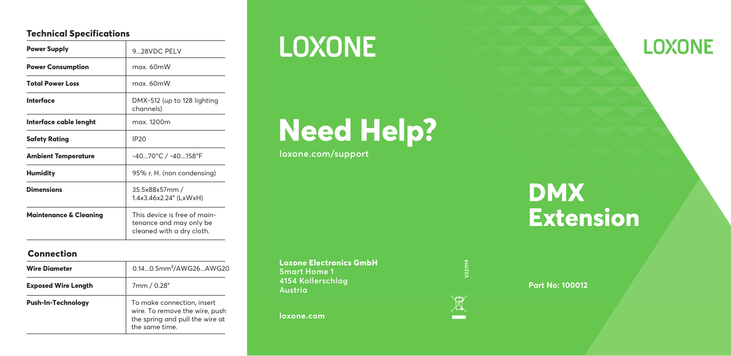## Technical Specifications

| Power Supply | 9...28VDC PELV |
|---|---|
| Power Consumption | max. 60mW |
| Total Power Loss | max. 60mW |
| Interface | DMX-512 (up to 128 lighting channels) |
| Interface cable lenght | max. 1200m |
| Safety Rating | IP20 |
| Ambient Temperature | -40...70°C / -40...158°F |
| Humidity | 95% r. H. (non condensing) |
| Dimensions | 35.5x88x57mm / 1.4x3.46x2.24" (LxWxH) |
| Maintenance & Cleaning | This device is free of maintenance and may only be cleaned with a dry cloth. |

## Connection

| Wire Diameter | 0.14...0.5mm²/AWG26...AWG20 |
|---|---|
| Exposed Wire Length | 7mm / 0.28" |
| Push-In-Technology | To make connection, insert wire. To remove the wire, push the spring and pull the wire at the same time. |

LOXONE

# Need Help?

loxone.com/support

**Loxone Electronics GmbH**
Smart Home 1
4154 Kollerschlag
Austria

loxone.com

V221119

LOXONE

# DMX Extension

**Part No: 100012**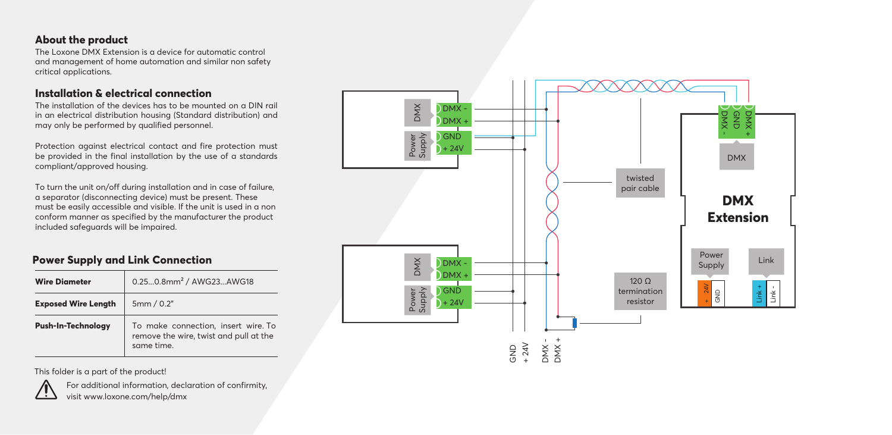## About the product

The Loxone DMX Extension is a device for automatic control and management of home automation and similar non safety critical applications.

## Installation & electrical connection

The installation of the devices has to be mounted on a DIN rail in an electrical distribution housing (Standard distribution) and may only be performed by qualified personnel.

Protection against electrical contact and fire protection must be provided in the final installation by the use of a standards compliant/approved housing.

To turn the unit on/off during installation and in case of failure, a separator (disconnecting device) must be present. These must be easily accessible and visible. If the unit is used in a non conform manner as specified by the manufacturer the product included safeguards will be impaired.

## Power Supply and Link Connection

| | |
|---|---|
| **Wire Diameter** | 0.25...0.8mm² / AWG23...AWG18 |
| **Exposed Wire Length** | 5mm / 0.2" |
| **Push-In-Technology** | To make connection, insert wire. To remove the wire, twist and pull at the same time. |

This folder is a part of the product!

For additional information, declaration of confirmity, visit www.loxone.com/help/dmx

DMX
DMX -
DMX +
Power Supply
GND
+ 24V

twisted pair cable

DMX -
GND
DMX +
DMX

DMX Extension

Power Supply
+ 24V
GND
Link
Link +
Link -

120 Ω termination resistor

GND
+ 24V
DMX -
DMX +